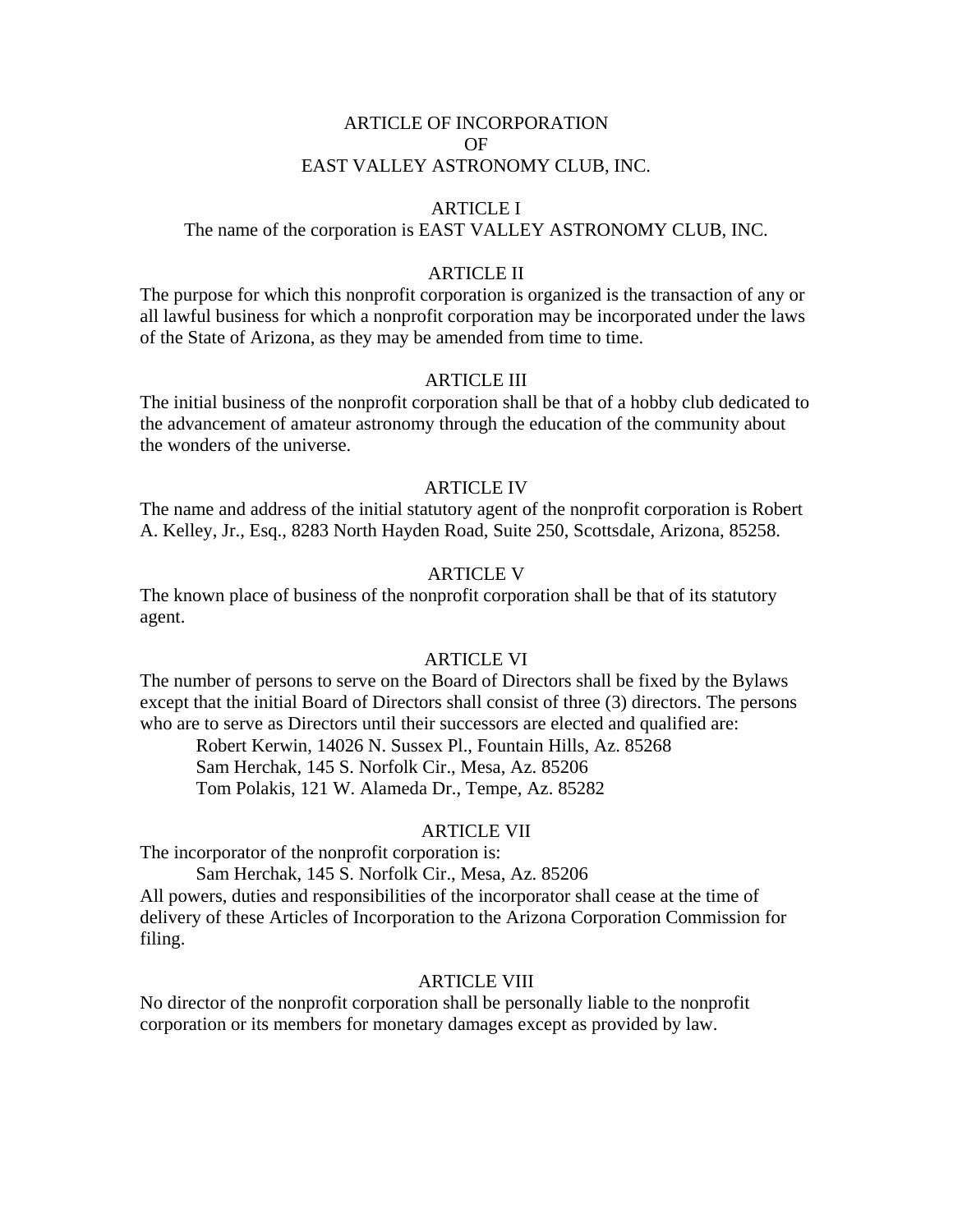# ARTICLE OF INCORPORATION
# OF
# EAST VALLEY ASTRONOMY CLUB, INC.

## ARTICLE I

The name of the corporation is EAST VALLEY ASTRONOMY CLUB, INC.

## ARTICLE II

The purpose for which this nonprofit corporation is organized is the transaction of any or all lawful business for which a nonprofit corporation may be incorporated under the laws of the State of Arizona, as they may be amended from time to time.

## ARTICLE III

The initial business of the nonprofit corporation shall be that of a hobby club dedicated to the advancement of amateur astronomy through the education of the community about the wonders of the universe.

## ARTICLE IV

The name and address of the initial statutory agent of the nonprofit corporation is Robert A. Kelley, Jr., Esq., 8283 North Hayden Road, Suite 250, Scottsdale, Arizona, 85258.

## ARTICLE V

The known place of business of the nonprofit corporation shall be that of its statutory agent.

## ARTICLE VI

The number of persons to serve on the Board of Directors shall be fixed by the Bylaws except that the initial Board of Directors shall consist of three (3) directors. The persons who are to serve as Directors until their successors are elected and qualified are:

Robert Kerwin, 14026 N. Sussex Pl., Fountain Hills, Az. 85268
Sam Herchak, 145 S. Norfolk Cir., Mesa, Az. 85206
Tom Polakis, 121 W. Alameda Dr., Tempe, Az. 85282

## ARTICLE VII

The incorporator of the nonprofit corporation is:

Sam Herchak, 145 S. Norfolk Cir., Mesa, Az. 85206

All powers, duties and responsibilities of the incorporator shall cease at the time of delivery of these Articles of Incorporation to the Arizona Corporation Commission for filing.

## ARTICLE VIII

No director of the nonprofit corporation shall be personally liable to the nonprofit corporation or its members for monetary damages except as provided by law.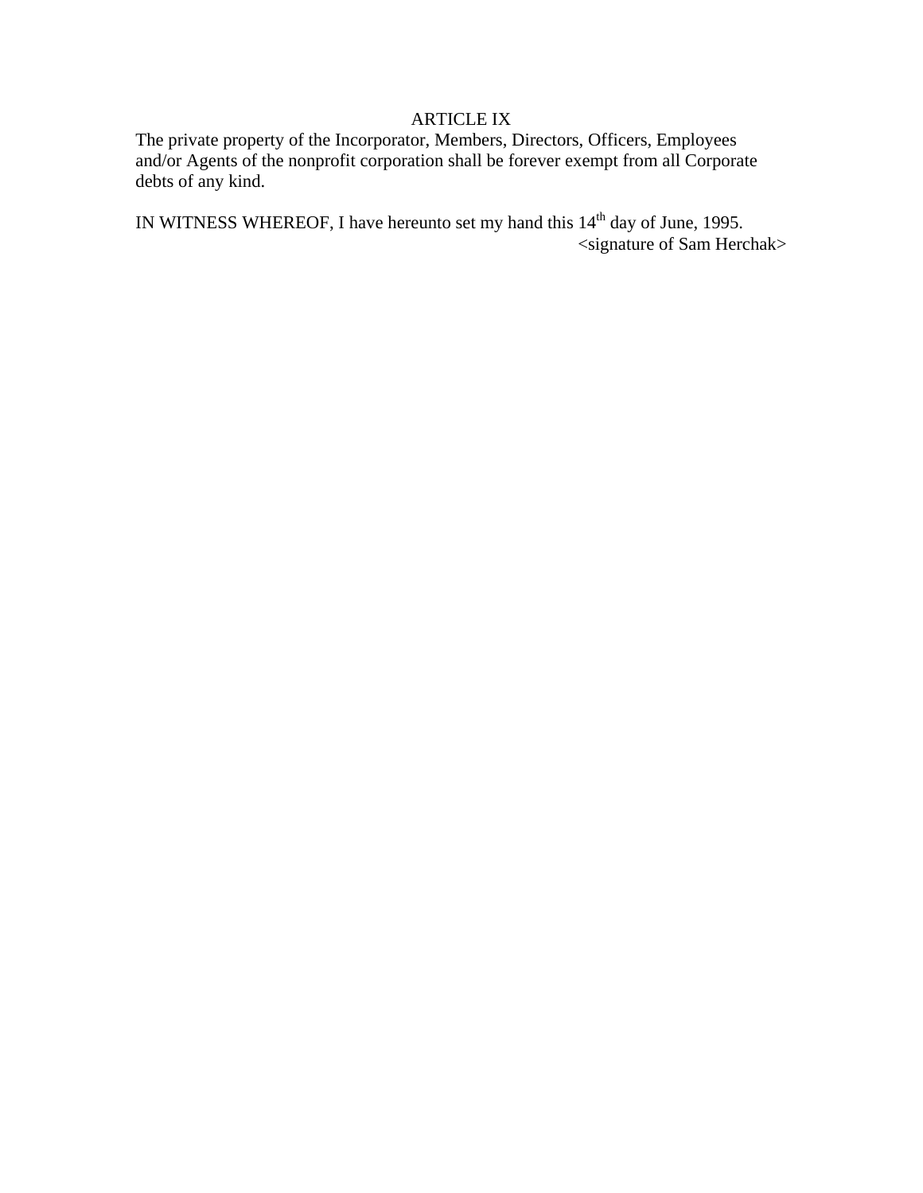ARTICLE IX

The private property of the Incorporator, Members, Directors, Officers, Employees and/or Agents of the nonprofit corporation shall be forever exempt from all Corporate debts of any kind.

IN WITNESS WHEREOF, I have hereunto set my hand this 14th day of June, 1995.

<signature of Sam Herchak>